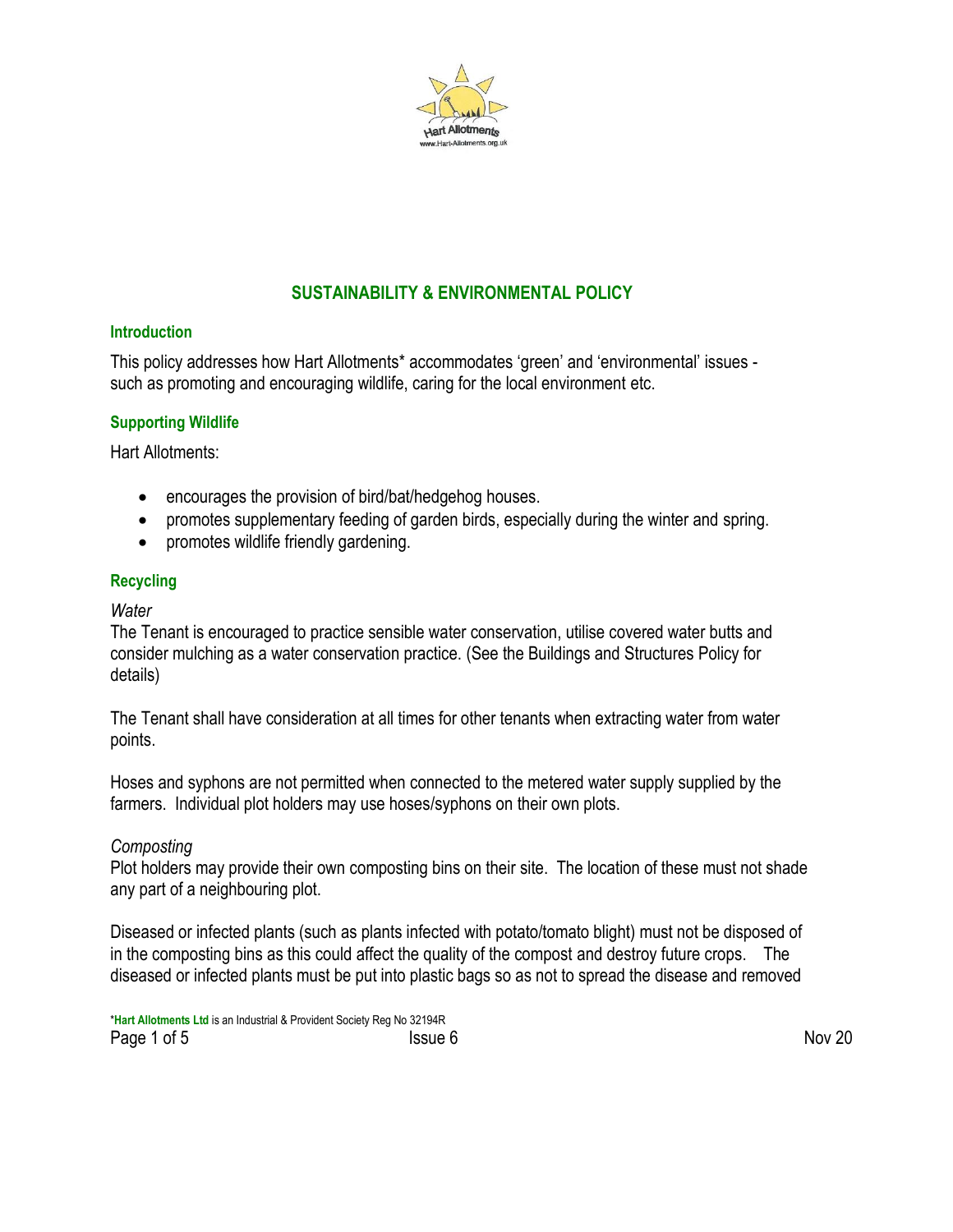# SUSTAINABILITY & ENVIRONMENTAL POLICY

## Introduction

This policy addresses how Hart Allotments* accommodates 'green' and 'environmental' issues - such as promoting and encouraging wildlife, caring for the local environment etc.

## Supporting Wildlife

Hart Allotments:

- encourages the provision of bird/bat/hedgehog houses.
- promotes supplementary feeding of garden birds, especially during the winter and spring.
- promotes wildlife friendly gardening.

## Recycling

*Water*

The Tenant is encouraged to practice sensible water conservation, utilise covered water butts and consider mulching as a water conservation practice. (See the Buildings and Structures Policy for details)

The Tenant shall have consideration at all times for other tenants when extracting water from water points.

Hoses and syphons are not permitted when connected to the metered water supply supplied by the farmers. Individual plot holders may use hoses/syphons on their own plots.

*Composting*

Plot holders may provide their own composting bins on their site. The location of these must not shade any part of a neighbouring plot.

Diseased or infected plants (such as plants infected with potato/tomato blight) must not be disposed of in the composting bins as this could affect the quality of the compost and destroy future crops. The diseased or infected plants must be put into plastic bags so as not to spread the disease and removed

*Hart Allotments Ltd is an Industrial & Provident Society Reg No 32194R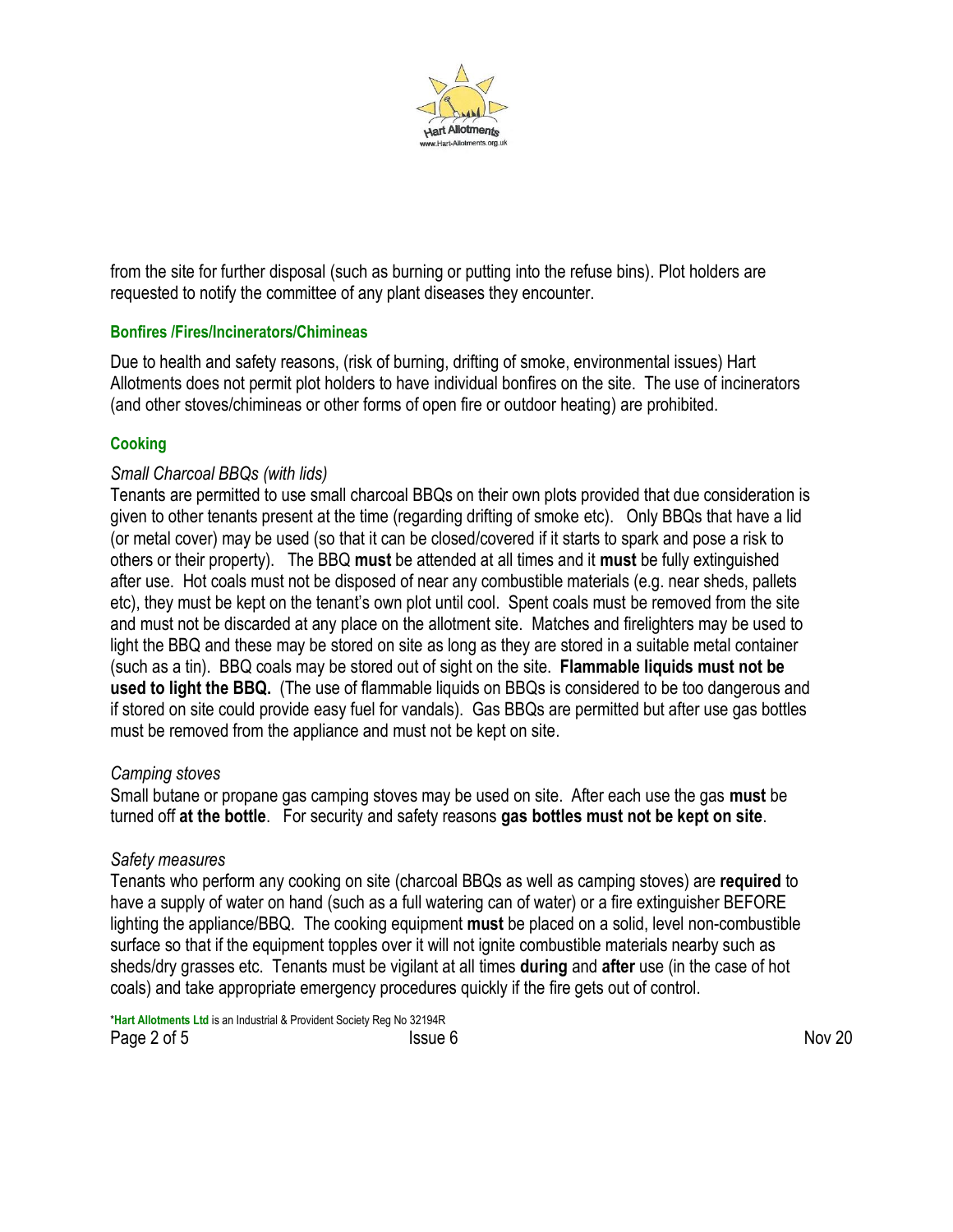from the site for further disposal (such as burning or putting into the refuse bins). Plot holders are requested to notify the committee of any plant diseases they encounter.

### Bonfires /Fires/Incinerators/Chimineas

Due to health and safety reasons, (risk of burning, drifting of smoke, environmental issues) Hart Allotments does not permit plot holders to have individual bonfires on the site. The use of incinerators (and other stoves/chimineas or other forms of open fire or outdoor heating) are prohibited.

### Cooking

*Small Charcoal BBQs (with lids)*

Tenants are permitted to use small charcoal BBQs on their own plots provided that due consideration is given to other tenants present at the time (regarding drifting of smoke etc). Only BBQs that have a lid (or metal cover) may be used (so that it can be closed/covered if it starts to spark and pose a risk to others or their property). The BBQ **must** be attended at all times and it **must** be fully extinguished after use. Hot coals must not be disposed of near any combustible materials (e.g. near sheds, pallets etc), they must be kept on the tenant's own plot until cool. Spent coals must be removed from the site and must not be discarded at any place on the allotment site. Matches and firelighters may be used to light the BBQ and these may be stored on site as long as they are stored in a suitable metal container (such as a tin). BBQ coals may be stored out of sight on the site. **Flammable liquids must not be used to light the BBQ.** (The use of flammable liquids on BBQs is considered to be too dangerous and if stored on site could provide easy fuel for vandals). Gas BBQs are permitted but after use gas bottles must be removed from the appliance and must not be kept on site.

*Camping stoves*

Small butane or propane gas camping stoves may be used on site. After each use the gas **must** be turned off **at the bottle**. For security and safety reasons **gas bottles must not be kept on site**.

*Safety measures*

Tenants who perform any cooking on site (charcoal BBQs as well as camping stoves) are **required** to have a supply of water on hand (such as a full watering can of water) or a fire extinguisher BEFORE lighting the appliance/BBQ. The cooking equipment **must** be placed on a solid, level non-combustible surface so that if the equipment topples over it will not ignite combustible materials nearby such as sheds/dry grasses etc. Tenants must be vigilant at all times **during** and **after** use (in the case of hot coals) and take appropriate emergency procedures quickly if the fire gets out of control.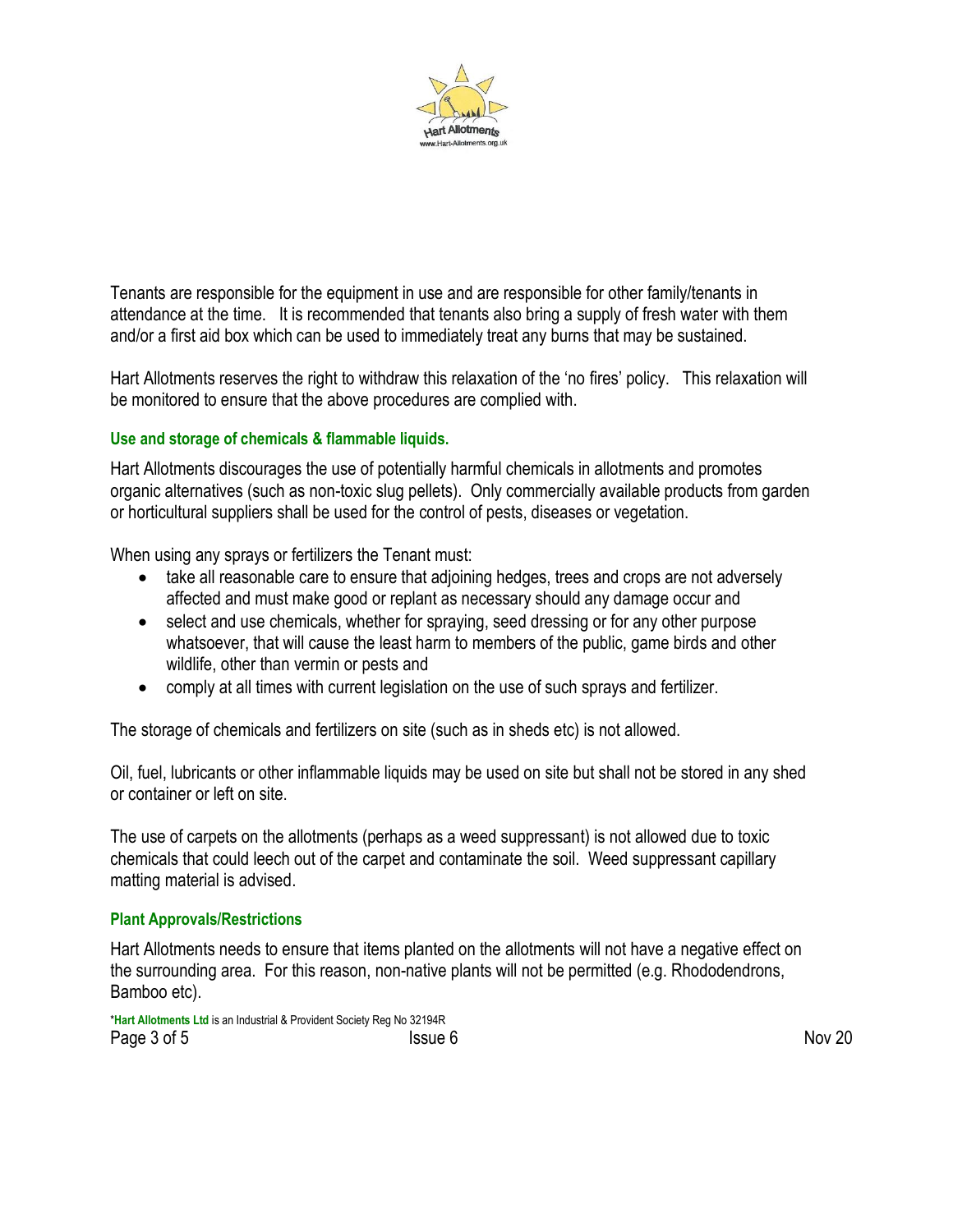Tenants are responsible for the equipment in use and are responsible for other family/tenants in attendance at the time. It is recommended that tenants also bring a supply of fresh water with them and/or a first aid box which can be used to immediately treat any burns that may be sustained.

Hart Allotments reserves the right to withdraw this relaxation of the 'no fires' policy. This relaxation will be monitored to ensure that the above procedures are complied with.

### Use and storage of chemicals & flammable liquids.

Hart Allotments discourages the use of potentially harmful chemicals in allotments and promotes organic alternatives (such as non-toxic slug pellets). Only commercially available products from garden or horticultural suppliers shall be used for the control of pests, diseases or vegetation.

When using any sprays or fertilizers the Tenant must:

- take all reasonable care to ensure that adjoining hedges, trees and crops are not adversely affected and must make good or replant as necessary should any damage occur and
- select and use chemicals, whether for spraying, seed dressing or for any other purpose whatsoever, that will cause the least harm to members of the public, game birds and other wildlife, other than vermin or pests and
- comply at all times with current legislation on the use of such sprays and fertilizer.

The storage of chemicals and fertilizers on site (such as in sheds etc) is not allowed.

Oil, fuel, lubricants or other inflammable liquids may be used on site but shall not be stored in any shed or container or left on site.

The use of carpets on the allotments (perhaps as a weed suppressant) is not allowed due to toxic chemicals that could leech out of the carpet and contaminate the soil. Weed suppressant capillary matting material is advised.

### Plant Approvals/Restrictions

Hart Allotments needs to ensure that items planted on the allotments will not have a negative effect on the surrounding area. For this reason, non-native plants will not be permitted (e.g. Rhododendrons, Bamboo etc).

*Hart Allotments Ltd is an Industrial & Provident Society Reg No 32194R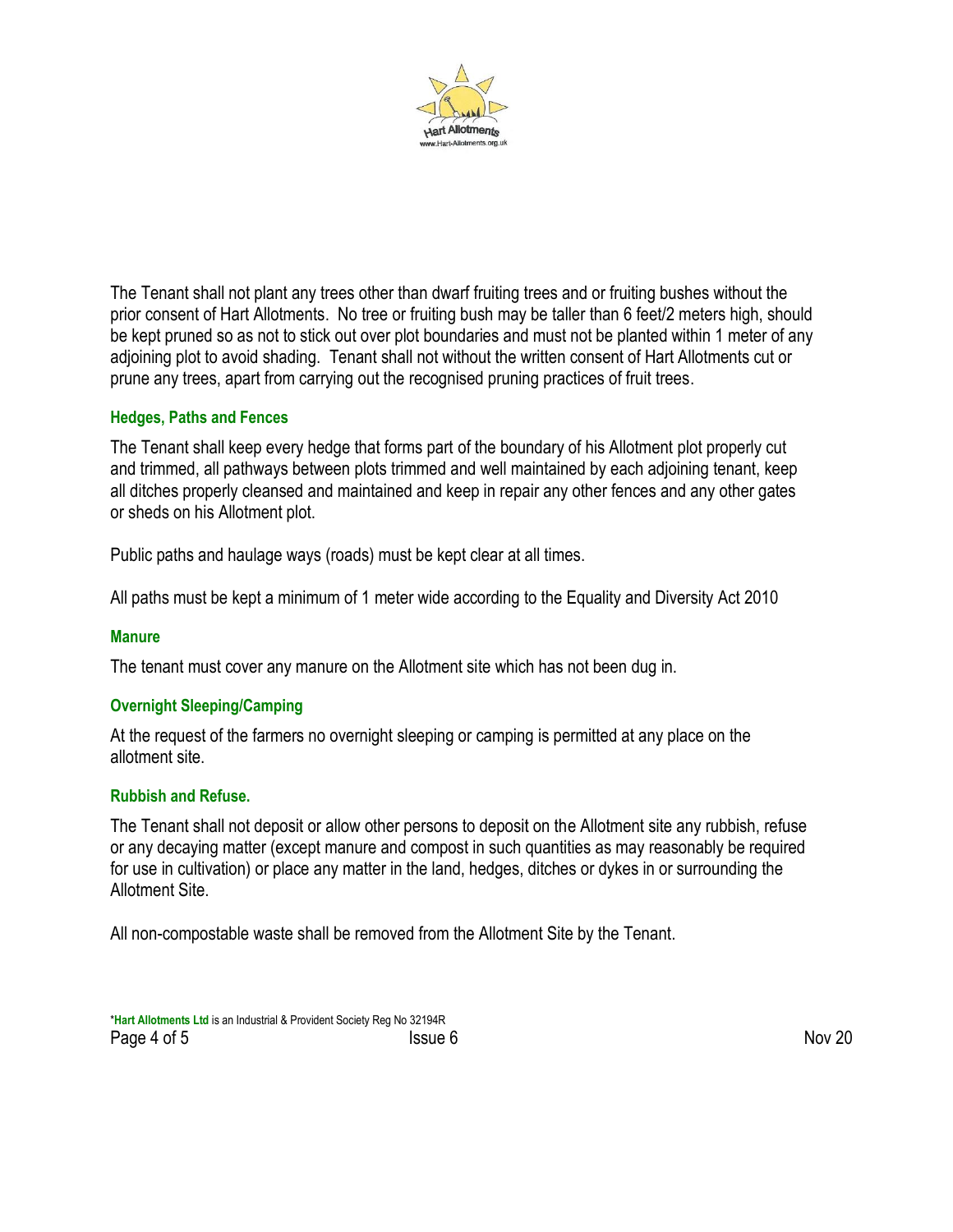The Tenant shall not plant any trees other than dwarf fruiting trees and or fruiting bushes without the prior consent of Hart Allotments. No tree or fruiting bush may be taller than 6 feet/2 meters high, should be kept pruned so as not to stick out over plot boundaries and must not be planted within 1 meter of any adjoining plot to avoid shading. Tenant shall not without the written consent of Hart Allotments cut or prune any trees, apart from carrying out the recognised pruning practices of fruit trees.

### Hedges, Paths and Fences

The Tenant shall keep every hedge that forms part of the boundary of his Allotment plot properly cut and trimmed, all pathways between plots trimmed and well maintained by each adjoining tenant, keep all ditches properly cleansed and maintained and keep in repair any other fences and any other gates or sheds on his Allotment plot.

Public paths and haulage ways (roads) must be kept clear at all times.

All paths must be kept a minimum of 1 meter wide according to the Equality and Diversity Act 2010

### Manure

The tenant must cover any manure on the Allotment site which has not been dug in.

### Overnight Sleeping/Camping

At the request of the farmers no overnight sleeping or camping is permitted at any place on the allotment site.

### Rubbish and Refuse.

The Tenant shall not deposit or allow other persons to deposit on the Allotment site any rubbish, refuse or any decaying matter (except manure and compost in such quantities as may reasonably be required for use in cultivation) or place any matter in the land, hedges, ditches or dykes in or surrounding the Allotment Site.

All non-compostable waste shall be removed from the Allotment Site by the Tenant.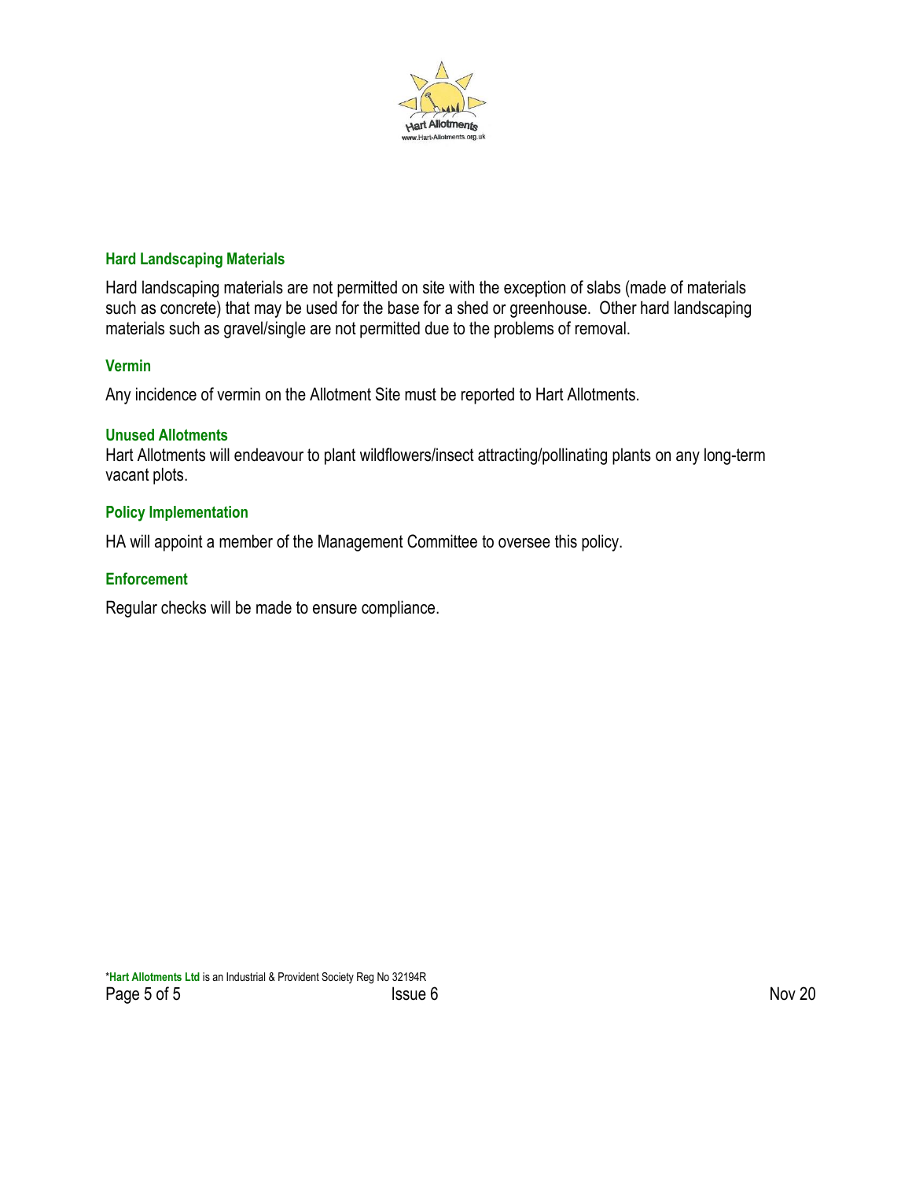### Hard Landscaping Materials

Hard landscaping materials are not permitted on site with the exception of slabs (made of materials such as concrete) that may be used for the base for a shed or greenhouse. Other hard landscaping materials such as gravel/single are not permitted due to the problems of removal.

### Vermin

Any incidence of vermin on the Allotment Site must be reported to Hart Allotments.

### Unused Allotments

Hart Allotments will endeavour to plant wildflowers/insect attracting/pollinating plants on any long-term vacant plots.

### Policy Implementation

HA will appoint a member of the Management Committee to oversee this policy.

### Enforcement

Regular checks will be made to ensure compliance.

*Hart Allotments Ltd is an Industrial & Provident Society Reg No 32194R